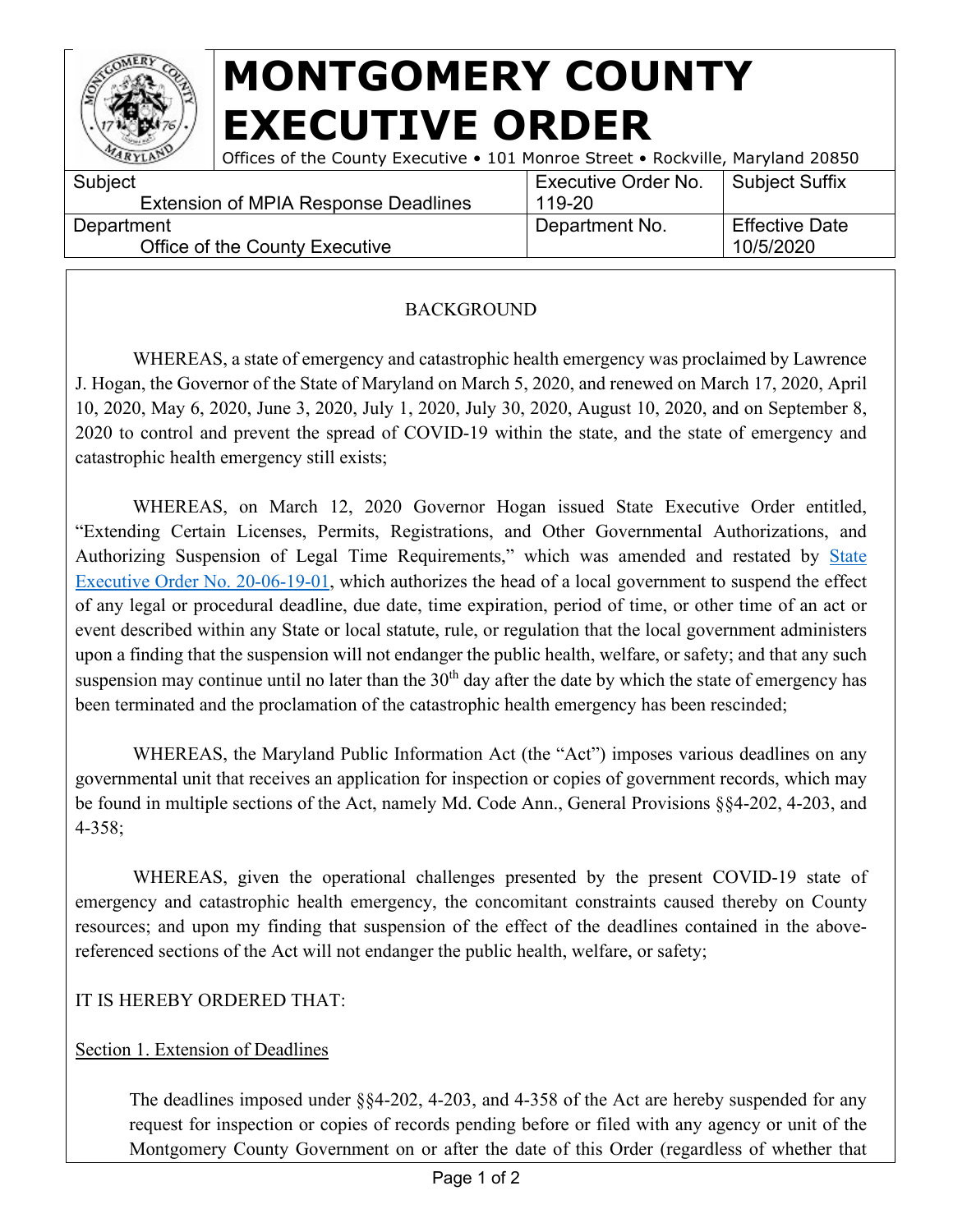# MONTGOMERY COUNTY EXECUTIVE ORDER

Offices of the County Executive • 101 Monroe Street • Rockville, Maryland 20850

| Subject | Executive Order No. | Subject Suffix |
|---|---|---|
| Extension of MPIA Response Deadlines | 119-20 | |
| **Department** | **Department No.** | **Effective Date** |
| Office of the County Executive | | 10/5/2020 |

BACKGROUND

WHEREAS, a state of emergency and catastrophic health emergency was proclaimed by Lawrence J. Hogan, the Governor of the State of Maryland on March 5, 2020, and renewed on March 17, 2020, April 10, 2020, May 6, 2020, June 3, 2020, July 1, 2020, July 30, 2020, August 10, 2020, and on September 8, 2020 to control and prevent the spread of COVID-19 within the state, and the state of emergency and catastrophic health emergency still exists;

WHEREAS, on March 12, 2020 Governor Hogan issued State Executive Order entitled, "Extending Certain Licenses, Permits, Registrations, and Other Governmental Authorizations, and Authorizing Suspension of Legal Time Requirements," which was amended and restated by State Executive Order No. 20-06-19-01, which authorizes the head of a local government to suspend the effect of any legal or procedural deadline, due date, time expiration, period of time, or other time of an act or event described within any State or local statute, rule, or regulation that the local government administers upon a finding that the suspension will not endanger the public health, welfare, or safety; and that any such suspension may continue until no later than the 30th day after the date by which the state of emergency has been terminated and the proclamation of the catastrophic health emergency has been rescinded;

WHEREAS, the Maryland Public Information Act (the "Act") imposes various deadlines on any governmental unit that receives an application for inspection or copies of government records, which may be found in multiple sections of the Act, namely Md. Code Ann., General Provisions §§4-202, 4-203, and 4-358;

WHEREAS, given the operational challenges presented by the present COVID-19 state of emergency and catastrophic health emergency, the concomitant constraints caused thereby on County resources; and upon my finding that suspension of the effect of the deadlines contained in the above-referenced sections of the Act will not endanger the public health, welfare, or safety;

IT IS HEREBY ORDERED THAT:

Section 1. Extension of Deadlines

The deadlines imposed under §§4-202, 4-203, and 4-358 of the Act are hereby suspended for any request for inspection or copies of records pending before or filed with any agency or unit of the Montgomery County Government on or after the date of this Order (regardless of whether that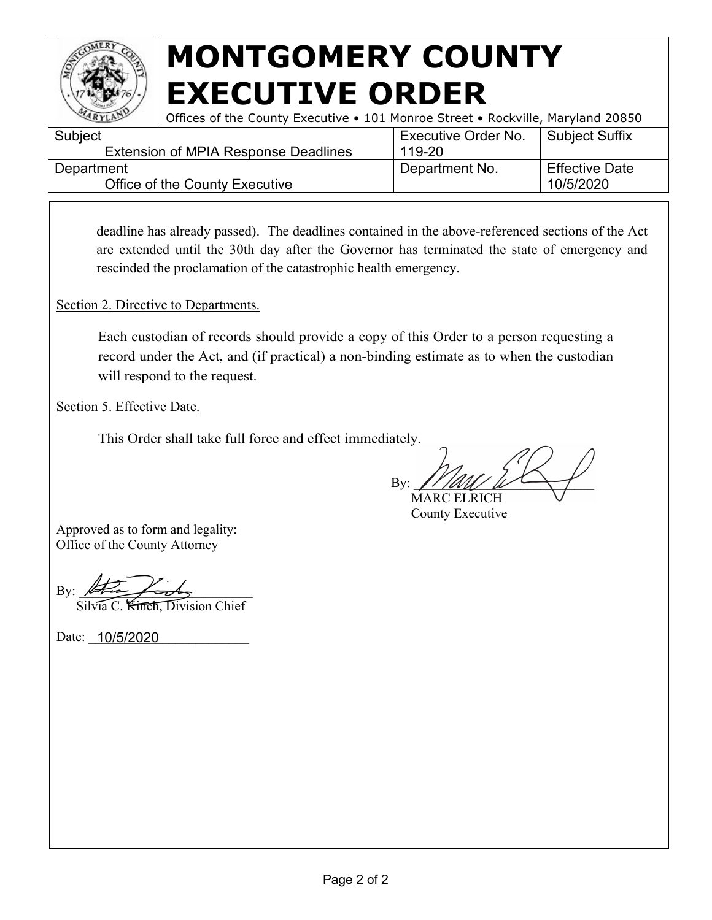# MONTGOMERY COUNTY EXECUTIVE ORDER

Offices of the County Executive • 101 Monroe Street • Rockville, Maryland 20850

| Subject | Executive Order No. | Subject Suffix |
|---|---|---|
| Extension of MPIA Response Deadlines | 119-20 | |
| **Department** | **Department No.** | **Effective Date** |
| Office of the County Executive | | 10/5/2020 |

deadline has already passed). The deadlines contained in the above-referenced sections of the Act are extended until the 30th day after the Governor has terminated the state of emergency and rescinded the proclamation of the catastrophic health emergency.

Section 2. Directive to Departments.

Each custodian of records should provide a copy of this Order to a person requesting a record under the Act, and (if practical) a non-binding estimate as to when the custodian will respond to the request.

Section 5. Effective Date.

This Order shall take full force and effect immediately.

By: ____________________
MARC ELRICH
County Executive

Approved as to form and legality:
Office of the County Attorney

By: ____________________
Silvia C. Kinch, Division Chief

Date: 10/5/2020